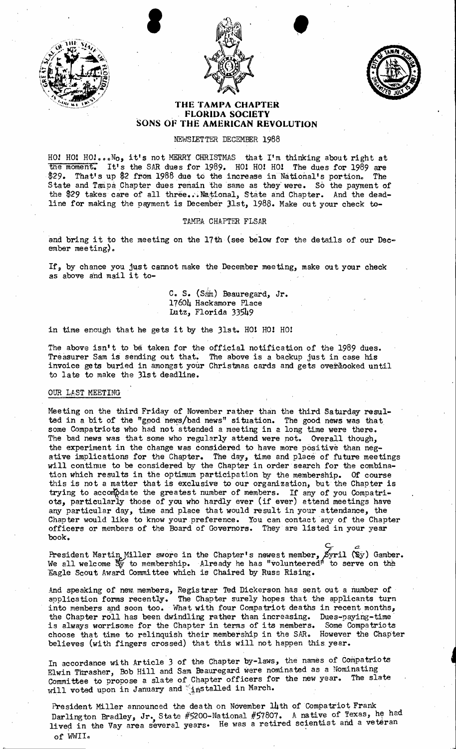# THE TAMPA CHAPTER
## FLORIDA SOCIETY
## SONS OF THE AMERICAN REVOLUTION

NEWSLETTER DECEMBER 1988

HO! HO! HO!...No, it's not MERRY CHRISTMAS that I'm thinking about right at the moment. It's the SAR dues for 1989. HO! HO! HO! The dues for 1989 are $29. That's up $2 from 1988 due to the increase in National's portion. The State and Tampa Chapter dues remain the same as they were. So the payment of the $29 takes care of all three...National, State and Chapter. And the deadline for making the payment is December 31st, 1988. Make out your check to-

TAMPA CHAPTER FLSAR

and bring it to the meeting on the 17th (see below for the details of our December meeting).

If, by chance you just cannot make the December meeting, make out your check as above and mail it to-

> C. S. (Sam) Beauregard, Jr.
> 17604 Hackamore Place
> Lutz, Florida 33549

in time enough that he gets it by the 31st. HO! HO! HO!

The above isn't to be taken for the official notification of the 1989 dues. Treasurer Sam is sending out that. The above is a backup just in case his invoice gets buried in amongst your Christmas cards and gets overlooked until to late to make the 31st deadline.

### OUR LAST MEETING

Meeting on the third Friday of November rather than the third Saturday resulted in a bit of the "good news/bad news" situation. The good news was that some Compatriots who had not attended a meeting in a long time were there. The bad news was that some who regularly attend were not. Overall though, the experiment in the change was considered to have more positive than negative implications for the Chapter. The day, time and place of future meetings will continue to be considered by the Chapter in order search for the combination which results in the optimum participation by the membership. Of course this is not a matter that is exclusive to our organization, but the Chapter is trying to accomodate the greatest number of members. If any of you Compatriots, particularly those of you who hardly ever (if ever) attend meetings have any particular day, time and place that would result in your attendance, the Chapter would like to know your preference. You can contact any of the Chapter officers or members of the Board of Governors. They are listed in your year book.

President Martin Miller swore in the Chapter's newest member, Cyril (Cy) Gamber. We all welcome Cy to membership. Already he has "volunteered" to serve on the Eagle Scout Award Committee which is Chaired by Russ Rising.

And speaking of new members, Registrar Ted Dickerson has sent out a number of application forms recently. The Chapter surely hopes that the applicants turn into members and soon too. What with four Compatriot deaths in recent months, the Chapter roll has been dwindling rather than increasing. Dues-paying-time is always worrisome for the Chapter in terms of its members. Some Compatriots choose that time to relinquish their membership in the SAR. However the Chapter believes (with fingers crossed) that this will not happen this year.

In accordance with Article 3 of the Chapter by-laws, the names of Compatriots Elwin Thrasher, Bob Hill and Sam Beauregard were nominated as a Nominating Committee to propose a slate of Chapter officers for the new year. The slate will voted upon in January and installed in March.

President Miller announced the death on November 14th of Compatriot Frank Darlington Bradley, Jr., State #5200-National #57807. A native of Texas, he had lived in the Vay area several years. He was a retired scientist and a veteran of WWII.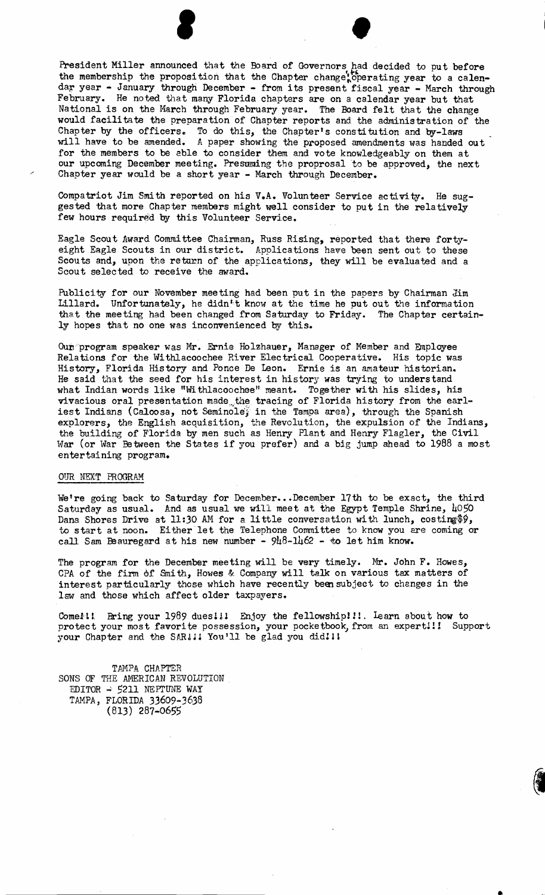President Miller announced that the Board of Governors had decided to put before the membership the proposition that the Chapter change its operating year to a calendar year - January through December - from its present fiscal year - March through February. He noted that many Florida chapters are on a calendar year but that National is on the March through February year. The Board felt that the change would facilitate the preparation of Chapter reports and the administration of the Chapter by the officers. To do this, the Chapter's constitution and by-laws will have to be amended. A paper showing the proposed amendments was handed out for the members to be able to consider them and vote knowledgeably on them at our upcoming December meeting. Presuming the proprosal to be approved, the next Chapter year would be a short year - March through December.

Compatriot Jim Smith reported on his V.A. Volunteer Service activity. He suggested that more Chapter members might well consider to put in the relatively few hours required by this Volunteer Service.

Eagle Scout Award Committee Chairman, Russ Rising, reported that there forty-eight Eagle Scouts in our district. Applications have been sent out to these Scouts and, upon the return of the applications, they will be evaluated and a Scout selected to receive the award.

Publicity for our November meeting had been put in the papers by Chairman Jim Lillard. Unfortunately, he didn't know at the time he put out the information that the meeting had been changed from Saturday to Friday. The Chapter certainly hopes that no one was inconvenienced by this.

Our program speaker was Mr. Ernie Holzhauer, Manager of Member and Employee Relations for the Withlacoochee River Electrical Cooperative. His topic was History, Florida History and Ponce De Leon. Ernie is an amateur historian. He said that the seed for his interest in history was trying to understand what Indian words like "Withlacoochee" meant. Together with his slides, his vivacious oral presentation made the tracing of Florida history from the earliest Indians (Caloosa, not Seminole, in the Tampa area), through the Spanish explorers, the English acquisition, the Revolution, the expulsion of the Indians, the building of Florida by men such as Henry Plant and Henry Flagler, the Civil War (or War Between the States if you prefer) and a big jump ahead to 1988 a most entertaining program.

OUR NEXT PROGRAM

We're going back to Saturday for December...December 17th to be exact, the third Saturday as usual. And as usual we will meet at the Egypt Temple Shrine, 4050 Dana Shores Drive at 11:30 AM for a little conversation with lunch, costing $9, to start at noon. Either let the Telephone Committee to know you are coming or call Sam Beauregard at his new number - 948-1462 - to let him know.

The program for the December meeting will be very timely. Mr. John F. Howes, CPA of the firm of Smith, Howes & Company will talk on various tax matters of interest particularly those which have recently been subject to changes in the law and those which affect older taxpayers.

Come!!! Bring your 1989 dues!!! Enjoy the fellowship!!! Learn about how to protect your most favorite possession, your pocketbook, from an expert!!! Support your Chapter and the SAR!!! You'll be glad you did!!!

TAMPA CHAPTER
SONS OF THE AMERICAN REVOLUTION
EDITOR - 5211 NEPTUNE WAY
TAMPA, FLORIDA 33609-3638
(813) 287-0655